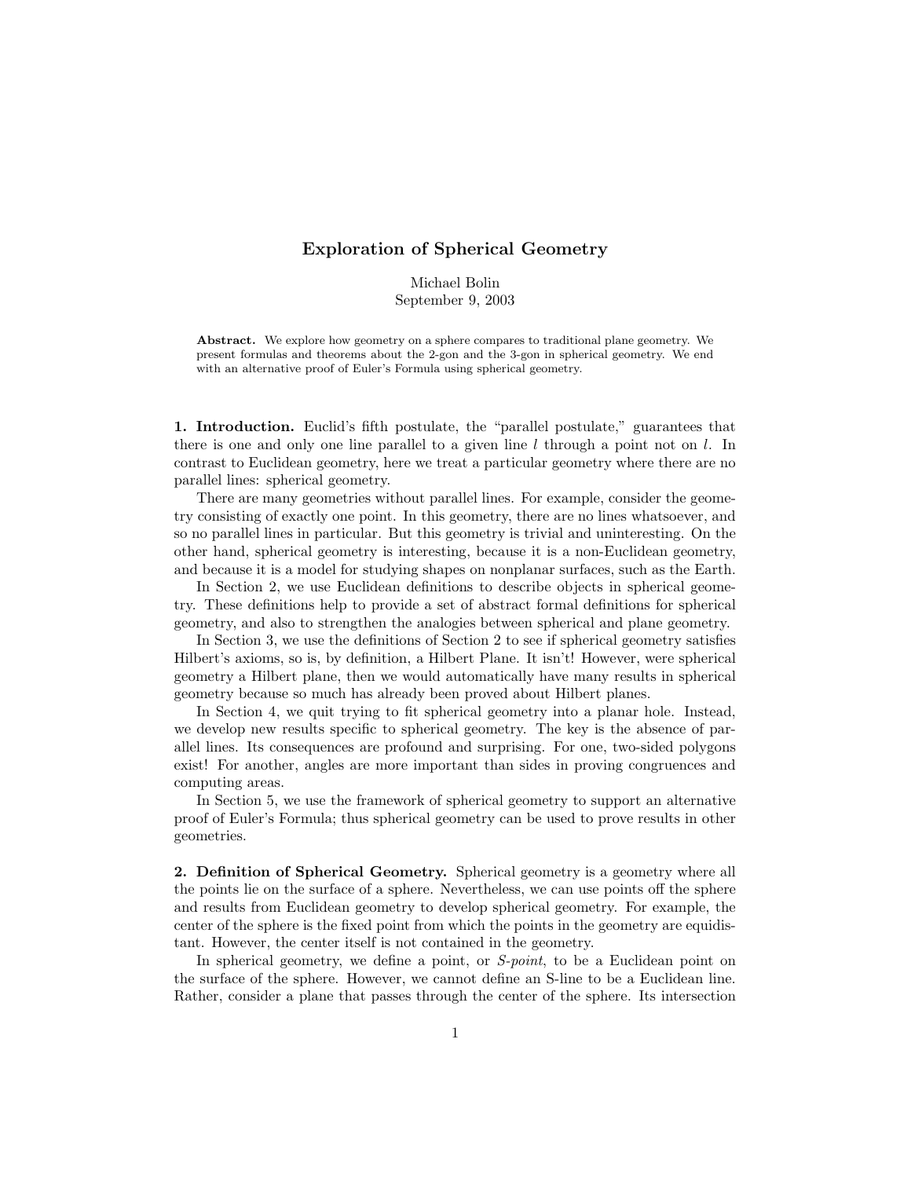# Exploration of Spherical Geometry

Michael Bolin
September 9, 2003

**Abstract.** We explore how geometry on a sphere compares to traditional plane geometry. We present formulas and theorems about the 2-gon and the 3-gon in spherical geometry. We end with an alternative proof of Euler's Formula using spherical geometry.

**1. Introduction.** Euclid's fifth postulate, the "parallel postulate," guarantees that there is one and only one line parallel to a given line $l$ through a point not on $l$. In contrast to Euclidean geometry, here we treat a particular geometry where there are no parallel lines: spherical geometry.

There are many geometries without parallel lines. For example, consider the geometry consisting of exactly one point. In this geometry, there are no lines whatsoever, and so no parallel lines in particular. But this geometry is trivial and uninteresting. On the other hand, spherical geometry is interesting, because it is a non-Euclidean geometry, and because it is a model for studying shapes on nonplanar surfaces, such as the Earth.

In Section 2, we use Euclidean definitions to describe objects in spherical geometry. These definitions help to provide a set of abstract formal definitions for spherical geometry, and also to strengthen the analogies between spherical and plane geometry.

In Section 3, we use the definitions of Section 2 to see if spherical geometry satisfies Hilbert's axioms, so is, by definition, a Hilbert Plane. It isn't! However, were spherical geometry a Hilbert plane, then we would automatically have many results in spherical geometry because so much has already been proved about Hilbert planes.

In Section 4, we quit trying to fit spherical geometry into a planar hole. Instead, we develop new results specific to spherical geometry. The key is the absence of parallel lines. Its consequences are profound and surprising. For one, two-sided polygons exist! For another, angles are more important than sides in proving congruences and computing areas.

In Section 5, we use the framework of spherical geometry to support an alternative proof of Euler's Formula; thus spherical geometry can be used to prove results in other geometries.

**2. Definition of Spherical Geometry.** Spherical geometry is a geometry where all the points lie on the surface of a sphere. Nevertheless, we can use points off the sphere and results from Euclidean geometry to develop spherical geometry. For example, the center of the sphere is the fixed point from which the points in the geometry are equidistant. However, the center itself is not contained in the geometry.

In spherical geometry, we define a point, or *S-point*, to be a Euclidean point on the surface of the sphere. However, we cannot define an S-line to be a Euclidean line. Rather, consider a plane that passes through the center of the sphere. Its intersection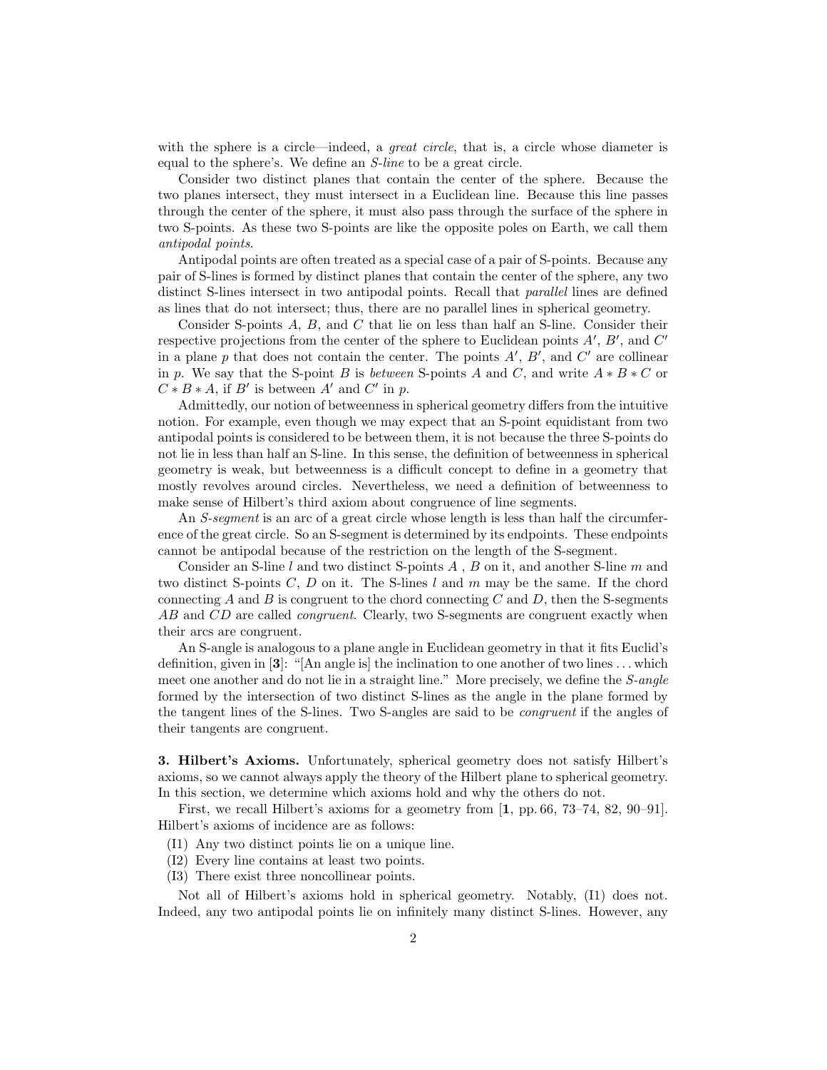with the sphere is a circle—indeed, a *great circle*, that is, a circle whose diameter is equal to the sphere's. We define an *S-line* to be a great circle.

Consider two distinct planes that contain the center of the sphere. Because the two planes intersect, they must intersect in a Euclidean line. Because this line passes through the center of the sphere, it must also pass through the surface of the sphere in two S-points. As these two S-points are like the opposite poles on Earth, we call them *antipodal points*.

Antipodal points are often treated as a special case of a pair of S-points. Because any pair of S-lines is formed by distinct planes that contain the center of the sphere, any two distinct S-lines intersect in two antipodal points. Recall that *parallel* lines are defined as lines that do not intersect; thus, there are no parallel lines in spherical geometry.

Consider S-points $A$, $B$, and $C$ that lie on less than half an S-line. Consider their respective projections from the center of the sphere to Euclidean points $A'$, $B'$, and $C'$ in a plane $p$ that does not contain the center. The points $A'$, $B'$, and $C'$ are collinear in $p$. We say that the S-point $B$ is *between* S-points $A$ and $C$, and write $A * B * C$ or $C * B * A$, if $B'$ is between $A'$ and $C'$ in $p$.

Admittedly, our notion of betweenness in spherical geometry differs from the intuitive notion. For example, even though we may expect that an S-point equidistant from two antipodal points is considered to be between them, it is not because the three S-points do not lie in less than half an S-line. In this sense, the definition of betweenness in spherical geometry is weak, but betweenness is a difficult concept to define in a geometry that mostly revolves around circles. Nevertheless, we need a definition of betweenness to make sense of Hilbert's third axiom about congruence of line segments.

An *S-segment* is an arc of a great circle whose length is less than half the circumference of the great circle. So an S-segment is determined by its endpoints. These endpoints cannot be antipodal because of the restriction on the length of the S-segment.

Consider an S-line $l$ and two distinct S-points $A$ , $B$ on it, and another S-line $m$ and two distinct S-points $C$, $D$ on it. The S-lines $l$ and $m$ may be the same. If the chord connecting $A$ and $B$ is congruent to the chord connecting $C$ and $D$, then the S-segments $AB$ and $CD$ are called *congruent*. Clearly, two S-segments are congruent exactly when their arcs are congruent.

An S-angle is analogous to a plane angle in Euclidean geometry in that it fits Euclid's definition, given in [**3**]: "[An angle is] the inclination to one another of two lines . . . which meet one another and do not lie in a straight line." More precisely, we define the *S-angle* formed by the intersection of two distinct S-lines as the angle in the plane formed by the tangent lines of the S-lines. Two S-angles are said to be *congruent* if the angles of their tangents are congruent.

**3. Hilbert's Axioms.** Unfortunately, spherical geometry does not satisfy Hilbert's axioms, so we cannot always apply the theory of the Hilbert plane to spherical geometry. In this section, we determine which axioms hold and why the others do not.

First, we recall Hilbert's axioms for a geometry from [**1**, pp. 66, 73–74, 82, 90–91]. Hilbert's axioms of incidence are as follows:

(I1) Any two distinct points lie on a unique line.
(I2) Every line contains at least two points.
(I3) There exist three noncollinear points.

Not all of Hilbert's axioms hold in spherical geometry. Notably, (I1) does not. Indeed, any two antipodal points lie on infinitely many distinct S-lines. However, any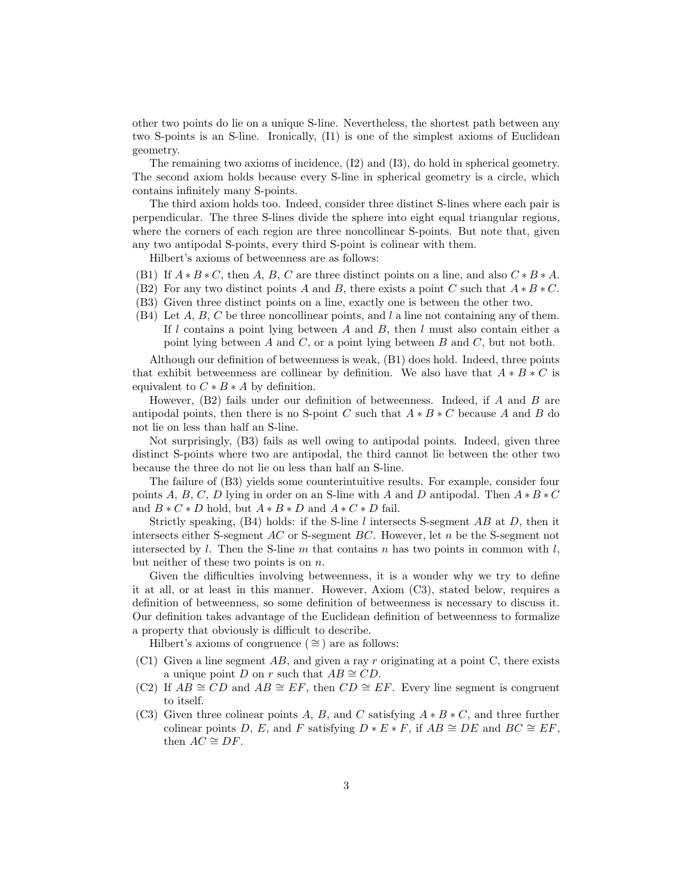other two points do lie on a unique S-line. Nevertheless, the shortest path between any two S-points is an S-line. Ironically, (I1) is one of the simplest axioms of Euclidean geometry.

The remaining two axioms of incidence, (I2) and (I3), do hold in spherical geometry. The second axiom holds because every S-line in spherical geometry is a circle, which contains infinitely many S-points.

The third axiom holds too. Indeed, consider three distinct S-lines where each pair is perpendicular. The three S-lines divide the sphere into eight equal triangular regions, where the corners of each region are three noncollinear S-points. But note that, given any two antipodal S-points, every third S-point is colinear with them.

Hilbert's axioms of betweenness are as follows:

- (B1) If $A * B * C$, then $A$, $B$, $C$ are three distinct points on a line, and also $C * B * A$.
- (B2) For any two distinct points $A$ and $B$, there exists a point $C$ such that $A * B * C$.
- (B3) Given three distinct points on a line, exactly one is between the other two.
- (B4) Let $A$, $B$, $C$ be three noncollinear points, and $l$ a line not containing any of them. If $l$ contains a point lying between $A$ and $B$, then $l$ must also contain either a point lying between $A$ and $C$, or a point lying between $B$ and $C$, but not both.

Although our definition of betweenness is weak, (B1) does hold. Indeed, three points that exhibit betweenness are collinear by definition. We also have that $A * B * C$ is equivalent to $C * B * A$ by definition.

However, (B2) fails under our definition of betweenness. Indeed, if $A$ and $B$ are antipodal points, then there is no S-point $C$ such that $A * B * C$ because $A$ and $B$ do not lie on less than half an S-line.

Not surprisingly, (B3) fails as well owing to antipodal points. Indeed, given three distinct S-points where two are antipodal, the third cannot lie between the other two because the three do not lie on less than half an S-line.

The failure of (B3) yields some counterintuitive results. For example, consider four points $A$, $B$, $C$, $D$ lying in order on an S-line with $A$ and $D$ antipodal. Then $A * B * C$ and $B * C * D$ hold, but $A * B * D$ and $A * C * D$ fail.

Strictly speaking, (B4) holds: if the S-line $l$ intersects S-segment $AB$ at $D$, then it intersects either S-segment $AC$ or S-segment $BC$. However, let $n$ be the S-segment not intersected by $l$. Then the S-line $m$ that contains $n$ has two points in common with $l$, but neither of these two points is on $n$.

Given the difficulties involving betweenness, it is a wonder why we try to define it at all, or at least in this manner. However, Axiom (C3), stated below, requires a definition of betweenness, so some definition of betweenness is necessary to discuss it. Our definition takes advantage of the Euclidean definition of betweenness to formalize a property that obviously is difficult to describe.

Hilbert's axioms of congruence ($\cong$) are as follows:

- (C1) Given a line segment $AB$, and given a ray $r$ originating at a point C, there exists a unique point $D$ on $r$ such that $AB \cong CD$.
- (C2) If $AB \cong CD$ and $AB \cong EF$, then $CD \cong EF$. Every line segment is congruent to itself.
- (C3) Given three colinear points $A$, $B$, and $C$ satisfying $A * B * C$, and three further colinear points $D$, $E$, and $F$ satisfying $D * E * F$, if $AB \cong DE$ and $BC \cong EF$, then $AC \cong DF$.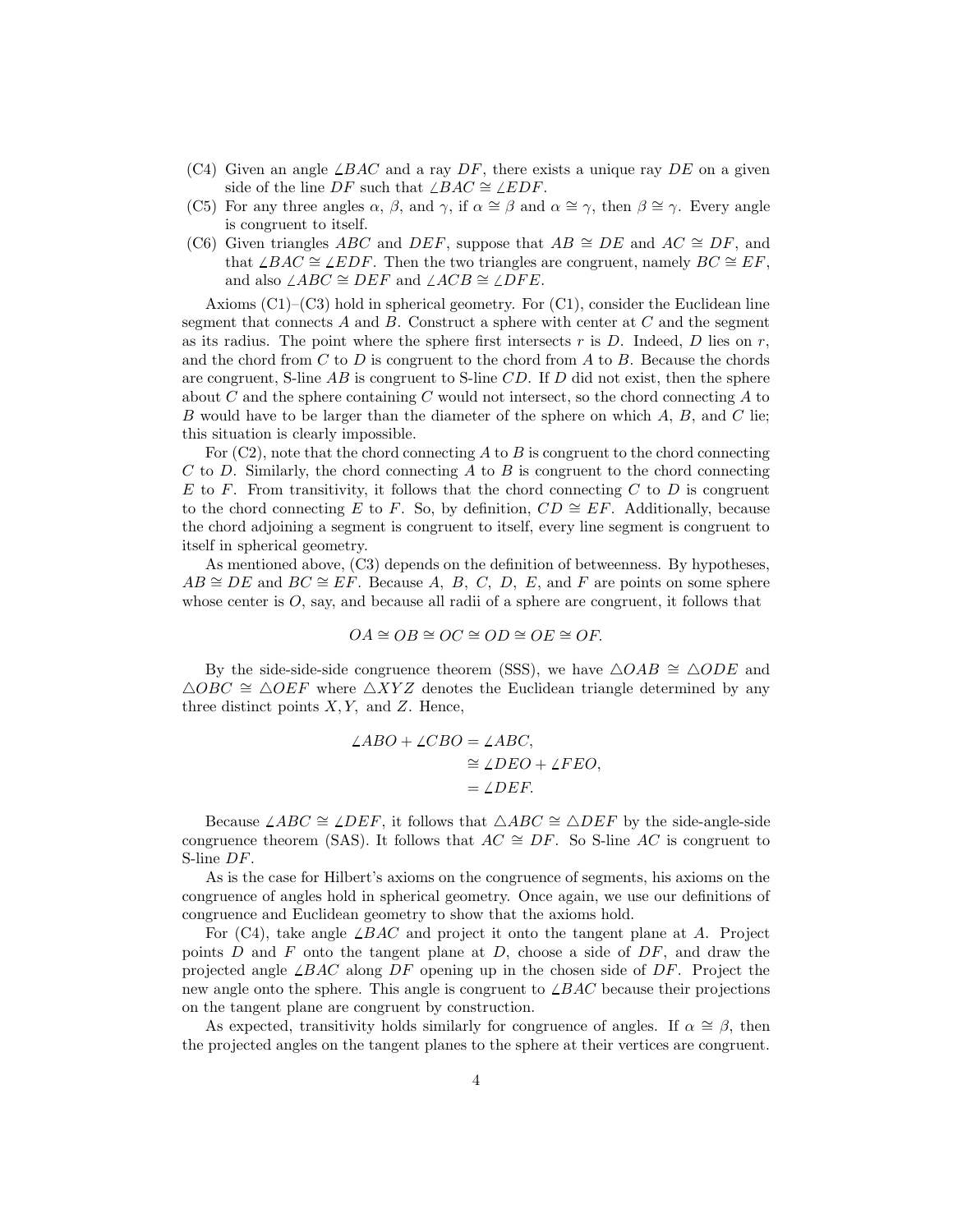(C4) Given an angle $\angle BAC$ and a ray $DF$, there exists a unique ray $DE$ on a given side of the line $DF$ such that $\angle BAC \cong \angle EDF$.

(C5) For any three angles $\alpha$, $\beta$, and $\gamma$, if $\alpha \cong \beta$ and $\alpha \cong \gamma$, then $\beta \cong \gamma$. Every angle is congruent to itself.

(C6) Given triangles $ABC$ and $DEF$, suppose that $AB \cong DE$ and $AC \cong DF$, and that $\angle BAC \cong \angle EDF$. Then the two triangles are congruent, namely $BC \cong EF$, and also $\angle ABC \cong DEF$ and $\angle ACB \cong \angle DFE$.

Axioms (C1)–(C3) hold in spherical geometry. For (C1), consider the Euclidean line segment that connects $A$ and $B$. Construct a sphere with center at $C$ and the segment as its radius. The point where the sphere first intersects $r$ is $D$. Indeed, $D$ lies on $r$, and the chord from $C$ to $D$ is congruent to the chord from $A$ to $B$. Because the chords are congruent, S-line $AB$ is congruent to S-line $CD$. If $D$ did not exist, then the sphere about $C$ and the sphere containing $C$ would not intersect, so the chord connecting $A$ to $B$ would have to be larger than the diameter of the sphere on which $A$, $B$, and $C$ lie; this situation is clearly impossible.

For (C2), note that the chord connecting $A$ to $B$ is congruent to the chord connecting $C$ to $D$. Similarly, the chord connecting $A$ to $B$ is congruent to the chord connecting $E$ to $F$. From transitivity, it follows that the chord connecting $C$ to $D$ is congruent to the chord connecting $E$ to $F$. So, by definition, $CD \cong EF$. Additionally, because the chord adjoining a segment is congruent to itself, every line segment is congruent to itself in spherical geometry.

As mentioned above, (C3) depends on the definition of betweenness. By hypotheses, $AB \cong DE$ and $BC \cong EF$. Because $A$, $B$, $C$, $D$, $E$, and $F$ are points on some sphere whose center is $O$, say, and because all radii of a sphere are congruent, it follows that

$$OA \cong OB \cong OC \cong OD \cong OE \cong OF.$$

By the side-side-side congruence theorem (SSS), we have $\triangle OAB \cong \triangle ODE$ and $\triangle OBC \cong \triangle OEF$ where $\triangle XYZ$ denotes the Euclidean triangle determined by any three distinct points $X, Y,$ and $Z$. Hence,

$$\begin{aligned}
\angle ABO + \angle CBO &= \angle ABC, \\
&\cong \angle DEO + \angle FEO, \\
&= \angle DEF.
\end{aligned}$$

Because $\angle ABC \cong \angle DEF$, it follows that $\triangle ABC \cong \triangle DEF$ by the side-angle-side congruence theorem (SAS). It follows that $AC \cong DF$. So S-line $AC$ is congruent to S-line $DF$.

As is the case for Hilbert's axioms on the congruence of segments, his axioms on the congruence of angles hold in spherical geometry. Once again, we use our definitions of congruence and Euclidean geometry to show that the axioms hold.

For (C4), take angle $\angle BAC$ and project it onto the tangent plane at $A$. Project points $D$ and $F$ onto the tangent plane at $D$, choose a side of $DF$, and draw the projected angle $\angle BAC$ along $DF$ opening up in the chosen side of $DF$. Project the new angle onto the sphere. This angle is congruent to $\angle BAC$ because their projections on the tangent plane are congruent by construction.

As expected, transitivity holds similarly for congruence of angles. If $\alpha \cong \beta$, then the projected angles on the tangent planes to the sphere at their vertices are congruent.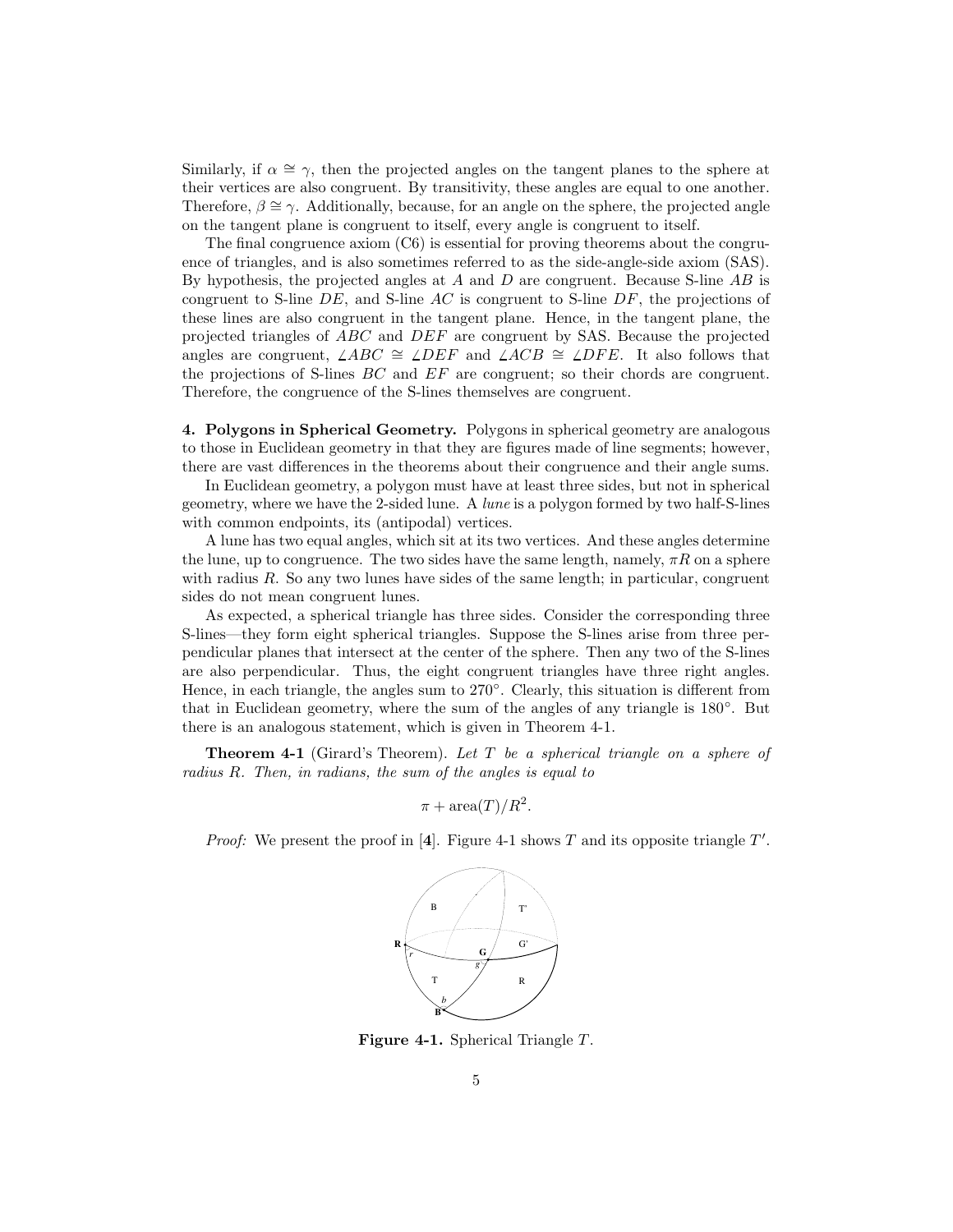Similarly, if $\alpha \cong \gamma$, then the projected angles on the tangent planes to the sphere at their vertices are also congruent. By transitivity, these angles are equal to one another. Therefore, $\beta \cong \gamma$. Additionally, because, for an angle on the sphere, the projected angle on the tangent plane is congruent to itself, every angle is congruent to itself.

The final congruence axiom (C6) is essential for proving theorems about the congruence of triangles, and is also sometimes referred to as the side-angle-side axiom (SAS). By hypothesis, the projected angles at $A$ and $D$ are congruent. Because S-line $AB$ is congruent to S-line $DE$, and S-line $AC$ is congruent to S-line $DF$, the projections of these lines are also congruent in the tangent plane. Hence, in the tangent plane, the projected triangles of $ABC$ and $DEF$ are congruent by SAS. Because the projected angles are congruent, $\angle ABC \cong \angle DEF$ and $\angle ACB \cong \angle DFE$. It also follows that the projections of S-lines $BC$ and $EF$ are congruent; so their chords are congruent. Therefore, the congruence of the S-lines themselves are congruent.

**4. Polygons in Spherical Geometry.** Polygons in spherical geometry are analogous to those in Euclidean geometry in that they are figures made of line segments; however, there are vast differences in the theorems about their congruence and their angle sums.

In Euclidean geometry, a polygon must have at least three sides, but not in spherical geometry, where we have the 2-sided lune. A *lune* is a polygon formed by two half-S-lines with common endpoints, its (antipodal) vertices.

A lune has two equal angles, which sit at its two vertices. And these angles determine the lune, up to congruence. The two sides have the same length, namely, $\pi R$ on a sphere with radius $R$. So any two lunes have sides of the same length; in particular, congruent sides do not mean congruent lunes.

As expected, a spherical triangle has three sides. Consider the corresponding three S-lines—they form eight spherical triangles. Suppose the S-lines arise from three perpendicular planes that intersect at the center of the sphere. Then any two of the S-lines are also perpendicular. Thus, the eight congruent triangles have three right angles. Hence, in each triangle, the angles sum to $270°$. Clearly, this situation is different from that in Euclidean geometry, where the sum of the angles of any triangle is $180°$. But there is an analogous statement, which is given in Theorem 4-1.

**Theorem 4-1** (Girard's Theorem). *Let $T$ be a spherical triangle on a sphere of radius $R$. Then, in radians, the sum of the angles is equal to*

$$\pi + \text{area}(T)/R^2.$$

*Proof:* We present the proof in [**4**]. Figure 4-1 shows $T$ and its opposite triangle $T'$.

**Figure 4-1.** Spherical Triangle $T$.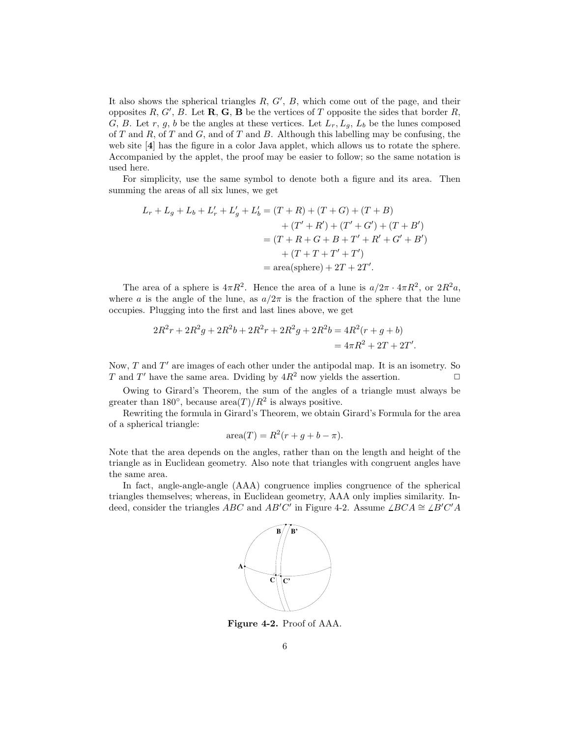It also shows the spherical triangles $R$, $G'$, $B$, which come out of the page, and their opposites $R$, $G'$, $B$. Let $\mathbf{R}$, $\mathbf{G}$, $\mathbf{B}$ be the vertices of $T$ opposite the sides that border $R$, $G$, $B$. Let $r$, $g$, $b$ be the angles at these vertices. Let $L_r, L_g, L_b$ be the lunes composed of $T$ and $R$, of $T$ and $G$, and of $T$ and $B$. Although this labelling may be confusing, the web site [**4**] has the figure in a color Java applet, which allows us to rotate the sphere. Accompanied by the applet, the proof may be easier to follow; so the same notation is used here.

For simplicity, use the same symbol to denote both a figure and its area. Then summing the areas of all six lunes, we get

$$
\begin{aligned}
L_r + L_g + L_b + L'_r + L'_g + L'_b &= (T+R) + (T+G) + (T+B) \\
&\quad + (T'+R') + (T'+G') + (T+B') \\
&= (T + R + G + B + T' + R' + G' + B') \\
&\quad + (T + T + T' + T') \\
&= \text{area(sphere)} + 2T + 2T'.
\end{aligned}
$$

The area of a sphere is $4\pi R^2$. Hence the area of a lune is $a/2\pi \cdot 4\pi R^2$, or $2R^2a$, where $a$ is the angle of the lune, as $a/2\pi$ is the fraction of the sphere that the lune occupies. Plugging into the first and last lines above, we get

$$
\begin{aligned}
2R^2r + 2R^2g + 2R^2b + 2R^2r + 2R^2g + 2R^2b &= 4R^2(r+g+b) \\
&= 4\pi R^2 + 2T + 2T'.
\end{aligned}
$$

Now, $T$ and $T'$ are images of each other under the antipodal map. It is an isometry. So $T$ and $T'$ have the same area. Dviding by $4R^2$ now yields the assertion. □

Owing to Girard's Theorem, the sum of the angles of a triangle must always be greater than $180°$, because $\text{area}(T)/R^2$ is always positive.

Rewriting the formula in Girard's Theorem, we obtain Girard's Formula for the area of a spherical triangle:

$$\text{area}(T) = R^2(r + g + b - \pi).$$

Note that the area depends on the angles, rather than on the length and height of the triangle as in Euclidean geometry. Also note that triangles with congruent angles have the same area.

In fact, angle-angle-angle (AAA) congruence implies congruence of the spherical triangles themselves; whereas, in Euclidean geometry, AAA only implies similarity. Indeed, consider the triangles $ABC$ and $AB'C'$ in Figure 4-2. Assume $\angle BCA \cong \angle B'C'A$

**Figure 4-2.** Proof of AAA.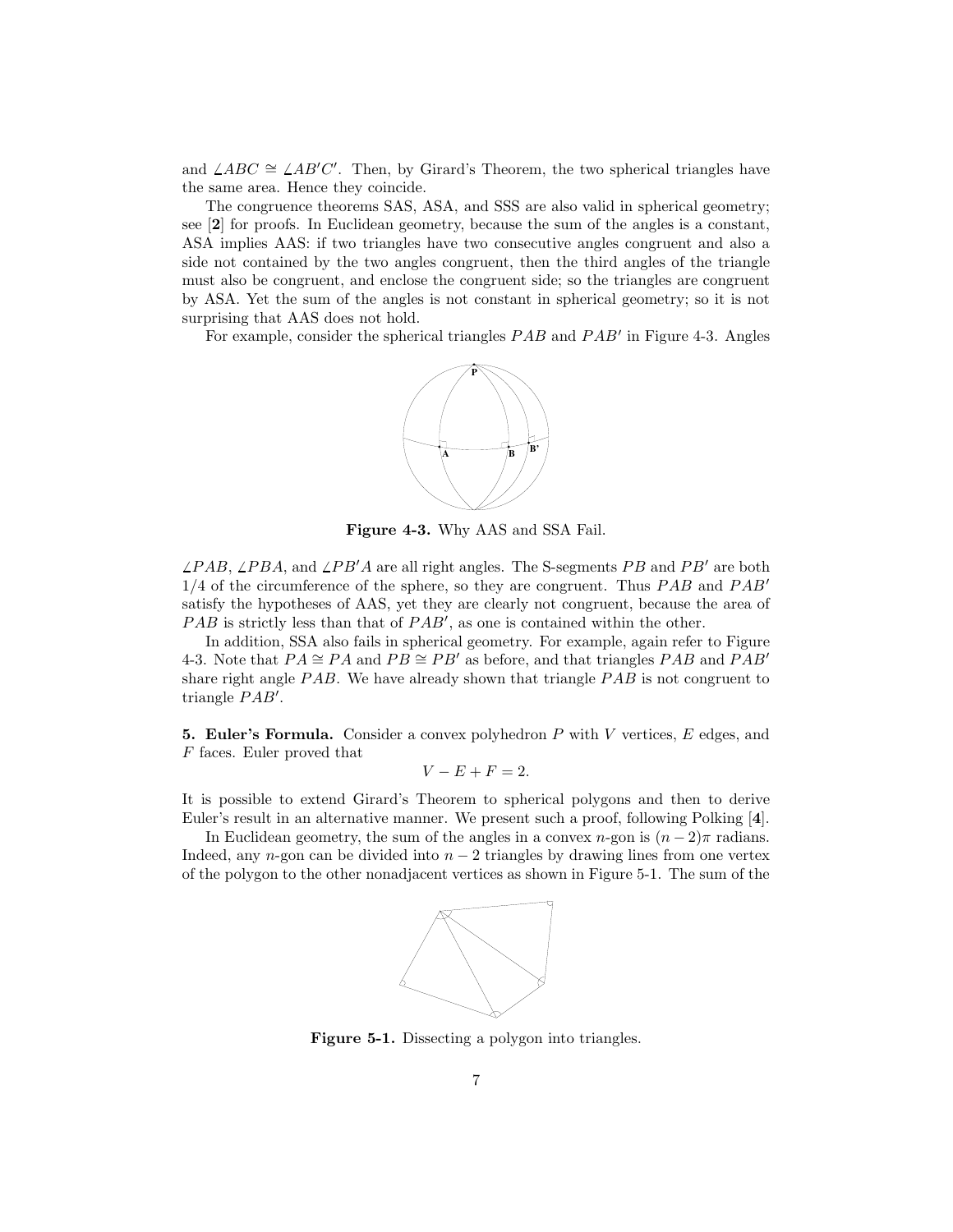and $\angle ABC \cong \angle AB'C'$. Then, by Girard's Theorem, the two spherical triangles have the same area. Hence they coincide.

The congruence theorems SAS, ASA, and SSS are also valid in spherical geometry; see [**2**] for proofs. In Euclidean geometry, because the sum of the angles is a constant, ASA implies AAS: if two triangles have two consecutive angles congruent and also a side not contained by the two angles congruent, then the third angles of the triangle must also be congruent, and enclose the congruent side; so the triangles are congruent by ASA. Yet the sum of the angles is not constant in spherical geometry; so it is not surprising that AAS does not hold.

For example, consider the spherical triangles $PAB$ and $PAB'$ in Figure 4-3. Angles

**Figure 4-3.** Why AAS and SSA Fail.

$\angle PAB$, $\angle PBA$, and $\angle PB'A$ are all right angles. The S-segments $PB$ and $PB'$ are both $1/4$ of the circumference of the sphere, so they are congruent. Thus $PAB$ and $PAB'$ satisfy the hypotheses of AAS, yet they are clearly not congruent, because the area of $PAB$ is strictly less than that of $PAB'$, as one is contained within the other.

In addition, SSA also fails in spherical geometry. For example, again refer to Figure 4-3. Note that $PA \cong PA$ and $PB \cong PB'$ as before, and that triangles $PAB$ and $PAB'$ share right angle $PAB$. We have already shown that triangle $PAB$ is not congruent to triangle $PAB'$.

**5. Euler's Formula.** Consider a convex polyhedron $P$ with $V$ vertices, $E$ edges, and $F$ faces. Euler proved that

$$V - E + F = 2.$$

It is possible to extend Girard's Theorem to spherical polygons and then to derive Euler's result in an alternative manner. We present such a proof, following Polking [**4**].

In Euclidean geometry, the sum of the angles in a convex $n$-gon is $(n-2)\pi$ radians. Indeed, any $n$-gon can be divided into $n-2$ triangles by drawing lines from one vertex of the polygon to the other nonadjacent vertices as shown in Figure 5-1. The sum of the

**Figure 5-1.** Dissecting a polygon into triangles.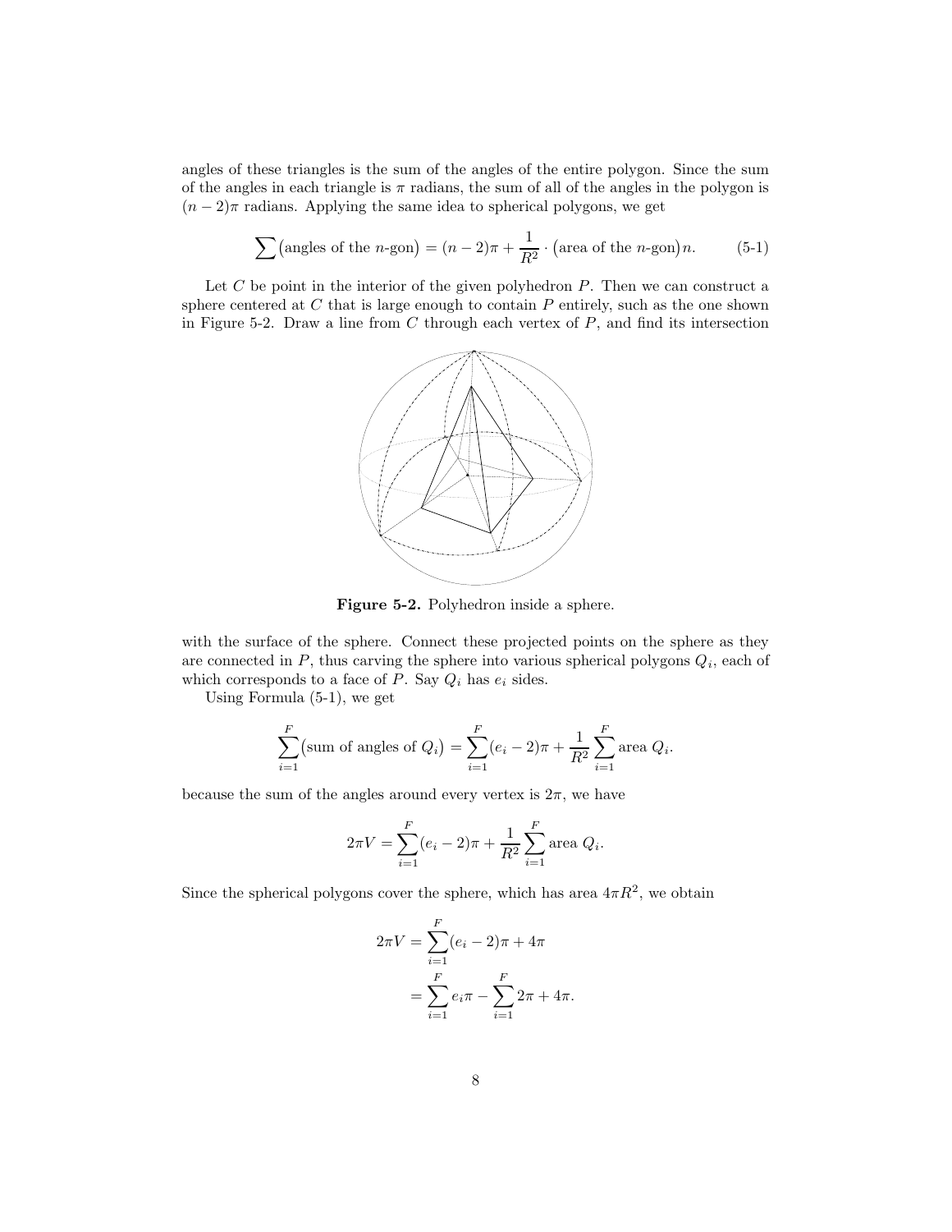angles of these triangles is the sum of the angles of the entire polygon. Since the sum of the angles in each triangle is $\pi$ radians, the sum of all of the angles in the polygon is $(n-2)\pi$ radians. Applying the same idea to spherical polygons, we get

$$\sum \big(\text{angles of the } n\text{-gon}\big) = (n-2)\pi + \frac{1}{R^2} \cdot \big(\text{area of the } n\text{-gon}\big) n. \tag{5-1}$$

Let $C$ be point in the interior of the given polyhedron $P$. Then we can construct a sphere centered at $C$ that is large enough to contain $P$ entirely, such as the one shown in Figure 5-2. Draw a line from $C$ through each vertex of $P$, and find its intersection

**Figure 5-2.** Polyhedron inside a sphere.

with the surface of the sphere. Connect these projected points on the sphere as they are connected in $P$, thus carving the sphere into various spherical polygons $Q_i$, each of which corresponds to a face of $P$. Say $Q_i$ has $e_i$ sides.

Using Formula (5-1), we get

$$\sum_{i=1}^{F} \big(\text{sum of angles of } Q_i\big) = \sum_{i=1}^{F} (e_i - 2)\pi + \frac{1}{R^2} \sum_{i=1}^{F} \text{area } Q_i.$$

because the sum of the angles around every vertex is $2\pi$, we have

$$2\pi V = \sum_{i=1}^{F} (e_i - 2)\pi + \frac{1}{R^2} \sum_{i=1}^{F} \text{area } Q_i.$$

Since the spherical polygons cover the sphere, which has area $4\pi R^2$, we obtain

$$\begin{aligned}
2\pi V &= \sum_{i=1}^{F} (e_i - 2)\pi + 4\pi \\
&= \sum_{i=1}^{F} e_i \pi - \sum_{i=1}^{F} 2\pi + 4\pi.
\end{aligned}$$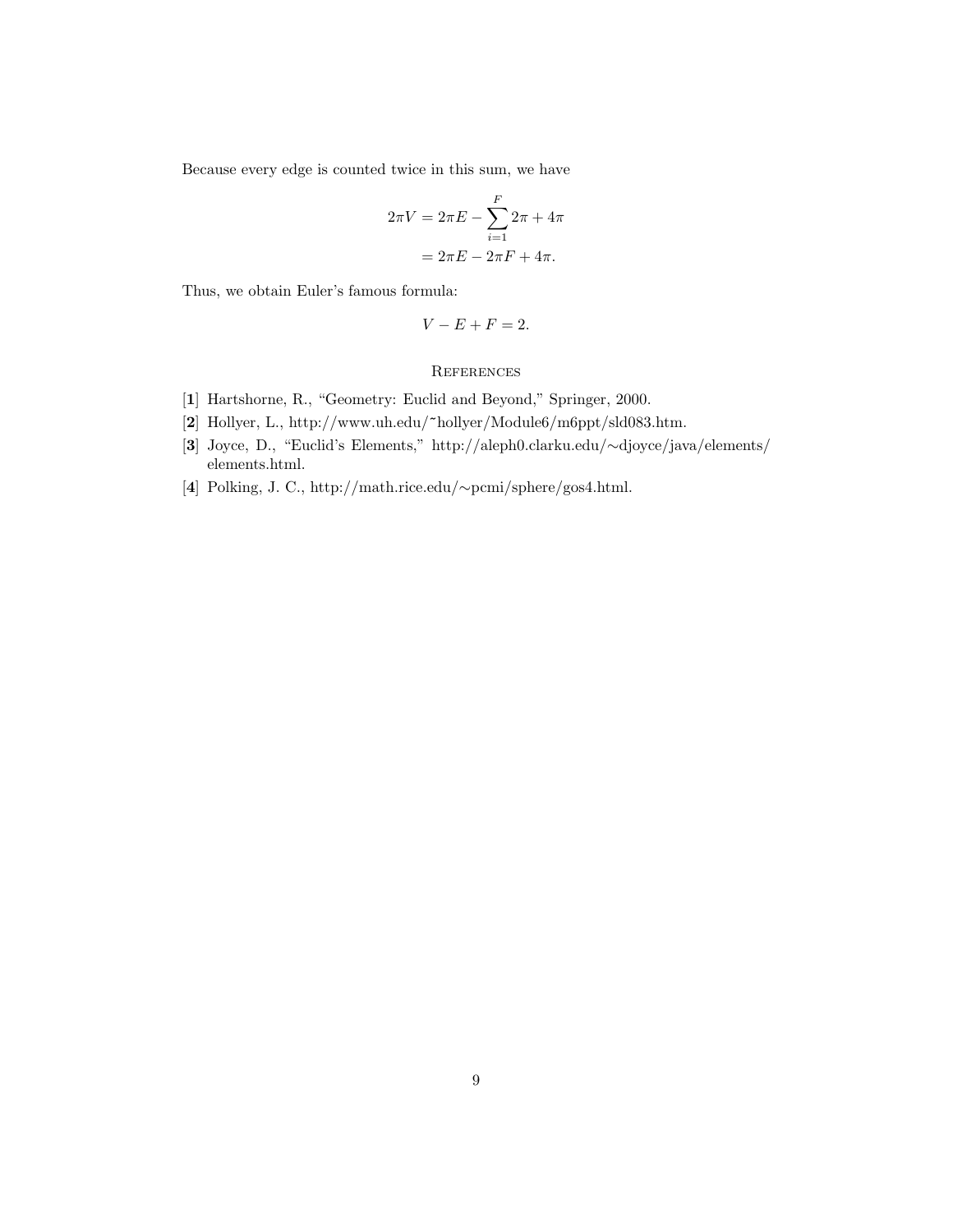Because every edge is counted twice in this sum, we have

$$\begin{aligned}
2\pi V &= 2\pi E - \sum_{i=1}^{F} 2\pi + 4\pi \\
&= 2\pi E - 2\pi F + 4\pi.
\end{aligned}$$

Thus, we obtain Euler's famous formula:

$$V - E + F = 2.$$

## References

[**1**] Hartshorne, R., "Geometry: Euclid and Beyond," Springer, 2000.

[**2**] Hollyer, L., http://www.uh.edu/˜hollyer/Module6/m6ppt/sld083.htm.

[**3**] Joyce, D., "Euclid's Elements," http://aleph0.clarku.edu/∼djoyce/java/elements/elements.html.

[**4**] Polking, J. C., http://math.rice.edu/∼pcmi/sphere/gos4.html.